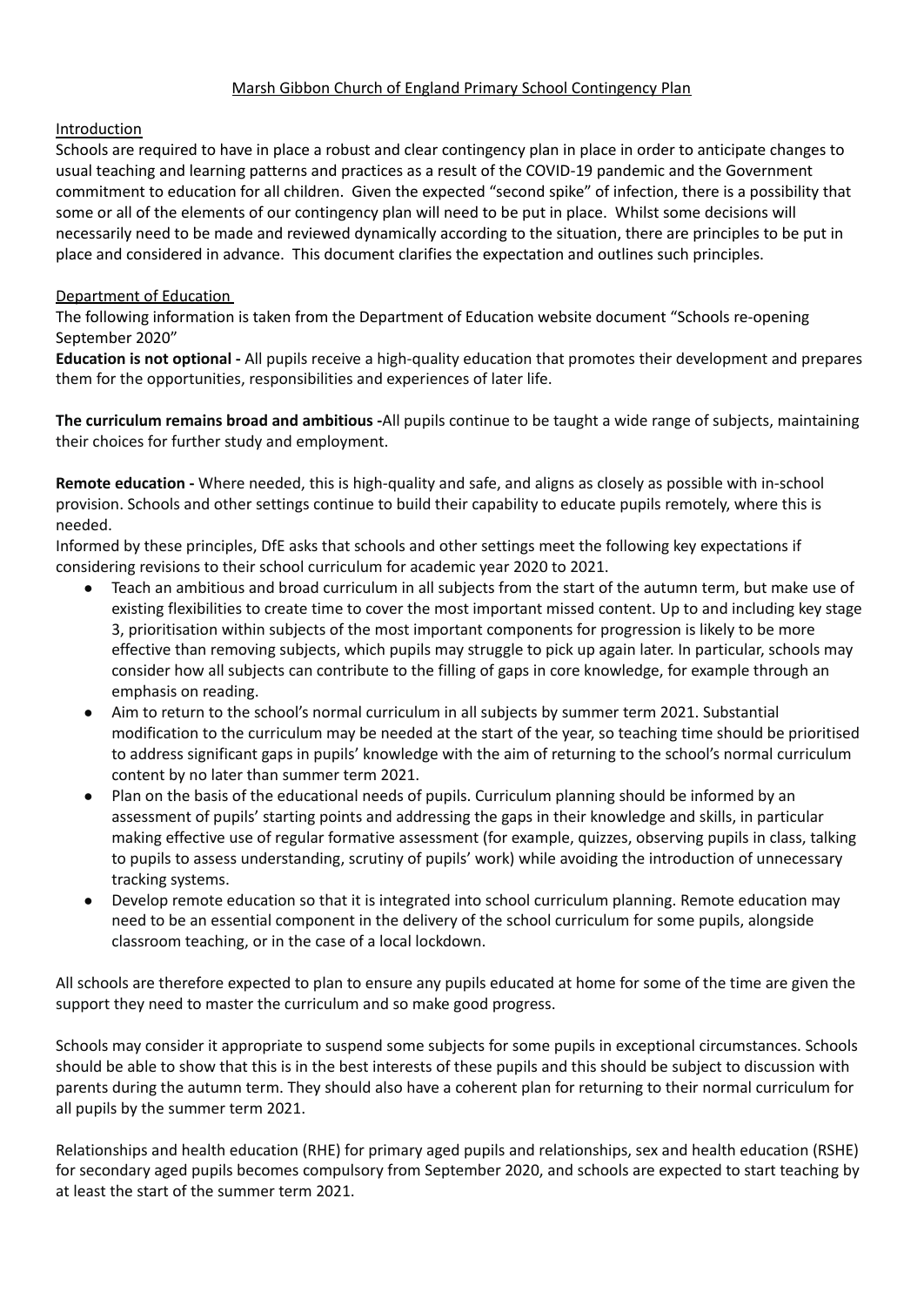# Marsh Gibbon Church of England Primary School Contingency Plan

## Introduction

Schools are required to have in place a robust and clear contingency plan in place in order to anticipate changes to usual teaching and learning patterns and practices as a result of the COVID-19 pandemic and the Government commitment to education for all children. Given the expected "second spike" of infection, there is a possibility that some or all of the elements of our contingency plan will need to be put in place. Whilst some decisions will necessarily need to be made and reviewed dynamically according to the situation, there are principles to be put in place and considered in advance. This document clarifies the expectation and outlines such principles.

## Department of Education

The following information is taken from the Department of Education website document "Schools re-opening September 2020"

**Education is not optional -** All pupils receive a high-quality education that promotes their development and prepares them for the opportunities, responsibilities and experiences of later life.

**The curriculum remains broad and ambitious -**All pupils continue to be taught a wide range of subjects, maintaining their choices for further study and employment.

**Remote education -** Where needed, this is high-quality and safe, and aligns as closely as possible with in-school provision. Schools and other settings continue to build their capability to educate pupils remotely, where this is needed.

Informed by these principles, DfE asks that schools and other settings meet the following key expectations if considering revisions to their school curriculum for academic year 2020 to 2021.

- Teach an ambitious and broad curriculum in all subjects from the start of the autumn term, but make use of existing flexibilities to create time to cover the most important missed content. Up to and including key stage 3, prioritisation within subjects of the most important components for progression is likely to be more effective than removing subjects, which pupils may struggle to pick up again later. In particular, schools may consider how all subjects can contribute to the filling of gaps in core knowledge, for example through an emphasis on reading.
- Aim to return to the school's normal curriculum in all subjects by summer term 2021. Substantial modification to the curriculum may be needed at the start of the year, so teaching time should be prioritised to address significant gaps in pupils' knowledge with the aim of returning to the school's normal curriculum content by no later than summer term 2021.
- Plan on the basis of the educational needs of pupils. Curriculum planning should be informed by an assessment of pupils' starting points and addressing the gaps in their knowledge and skills, in particular making effective use of regular formative assessment (for example, quizzes, observing pupils in class, talking to pupils to assess understanding, scrutiny of pupils' work) while avoiding the introduction of unnecessary tracking systems.
- Develop remote education so that it is integrated into school curriculum planning. Remote education may need to be an essential component in the delivery of the school curriculum for some pupils, alongside classroom teaching, or in the case of a local lockdown.

All schools are therefore expected to plan to ensure any pupils educated at home for some of the time are given the support they need to master the curriculum and so make good progress.

Schools may consider it appropriate to suspend some subjects for some pupils in exceptional circumstances. Schools should be able to show that this is in the best interests of these pupils and this should be subject to discussion with parents during the autumn term. They should also have a coherent plan for returning to their normal curriculum for all pupils by the summer term 2021.

Relationships and health education (RHE) for primary aged pupils and relationships, sex and health education (RSHE) for secondary aged pupils becomes compulsory from September 2020, and schools are expected to start teaching by at least the start of the summer term 2021.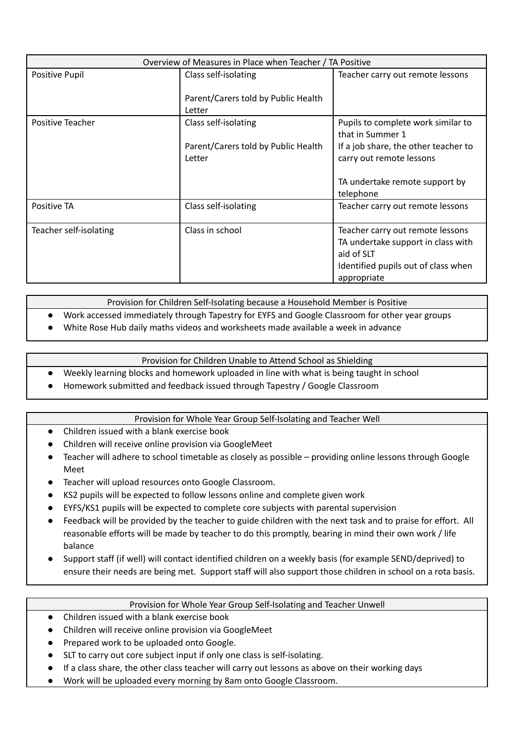| Overview of Measures in Place when Teacher / TA Positive | | |
|---|---|---|
| Positive Pupil | Class self-isolating<br><br>Parent/Carers told by Public Health Letter | Teacher carry out remote lessons |
| Positive Teacher | Class self-isolating<br><br>Parent/Carers told by Public Health Letter | Pupils to complete work similar to that in Summer 1<br>If a job share, the other teacher to carry out remote lessons<br><br>TA undertake remote support by telephone |
| Positive TA | Class self-isolating | Teacher carry out remote lessons |
| Teacher self-isolating | Class in school | Teacher carry out remote lessons<br>TA undertake support in class with aid of SLT<br>Identified pupils out of class when appropriate |

| Provision for Children Self-Isolating because a Household Member is Positive |
|---|
| • Work accessed immediately through Tapestry for EYFS and Google Classroom for other year groups<br>• White Rose Hub daily maths videos and worksheets made available a week in advance |

| Provision for Children Unable to Attend School as Shielding |
|---|
| • Weekly learning blocks and homework uploaded in line with what is being taught in school<br>• Homework submitted and feedback issued through Tapestry / Google Classroom |

| Provision for Whole Year Group Self-Isolating and Teacher Well |
|---|
| • Children issued with a blank exercise book<br>• Children will receive online provision via GoogleMeet<br>• Teacher will adhere to school timetable as closely as possible – providing online lessons through Google Meet<br>• Teacher will upload resources onto Google Classroom.<br>• KS2 pupils will be expected to follow lessons online and complete given work<br>• EYFS/KS1 pupils will be expected to complete core subjects with parental supervision<br>• Feedback will be provided by the teacher to guide children with the next task and to praise for effort. All reasonable efforts will be made by teacher to do this promptly, bearing in mind their own work / life balance<br>• Support staff (if well) will contact identified children on a weekly basis (for example SEND/deprived) to ensure their needs are being met. Support staff will also support those children in school on a rota basis. |

| Provision for Whole Year Group Self-Isolating and Teacher Unwell |
|---|
| • Children issued with a blank exercise book<br>• Children will receive online provision via GoogleMeet<br>• Prepared work to be uploaded onto Google.<br>• SLT to carry out core subject input if only one class is self-isolating.<br>• If a class share, the other class teacher will carry out lessons as above on their working days<br>• Work will be uploaded every morning by 8am onto Google Classroom. |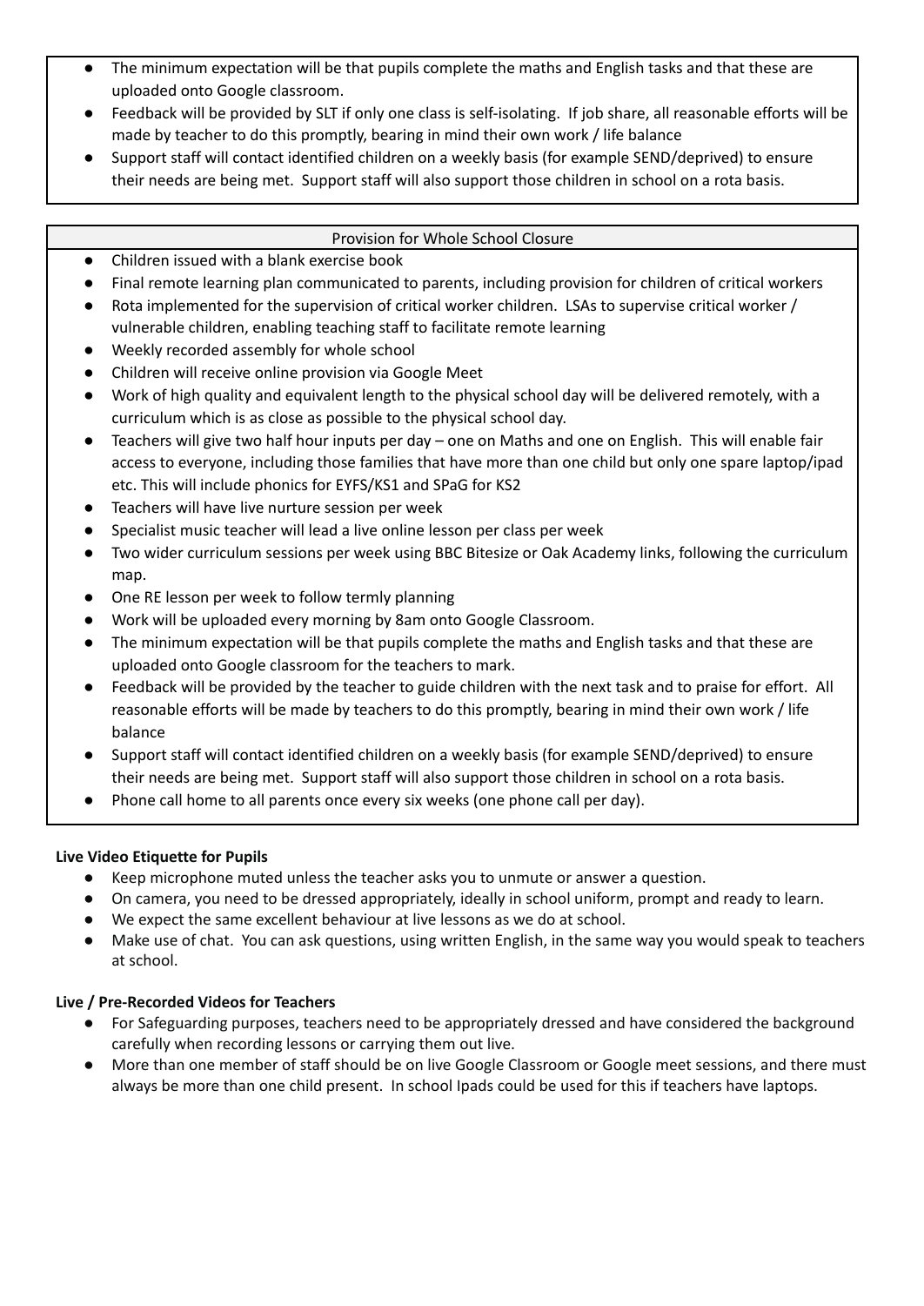- The minimum expectation will be that pupils complete the maths and English tasks and that these are uploaded onto Google classroom.
- Feedback will be provided by SLT if only one class is self-isolating. If job share, all reasonable efforts will be made by teacher to do this promptly, bearing in mind their own work / life balance
- Support staff will contact identified children on a weekly basis (for example SEND/deprived) to ensure their needs are being met. Support staff will also support those children in school on a rota basis.

| Provision for Whole School Closure |
|---|
| <ul><li>Children issued with a blank exercise book</li><li>Final remote learning plan communicated to parents, including provision for children of critical workers</li><li>Rota implemented for the supervision of critical worker children. LSAs to supervise critical worker / vulnerable children, enabling teaching staff to facilitate remote learning</li><li>Weekly recorded assembly for whole school</li><li>Children will receive online provision via Google Meet</li><li>Work of high quality and equivalent length to the physical school day will be delivered remotely, with a curriculum which is as close as possible to the physical school day.</li><li>Teachers will give two half hour inputs per day – one on Maths and one on English. This will enable fair access to everyone, including those families that have more than one child but only one spare laptop/ipad etc. This will include phonics for EYFS/KS1 and SPaG for KS2</li><li>Teachers will have live nurture session per week</li><li>Specialist music teacher will lead a live online lesson per class per week</li><li>Two wider curriculum sessions per week using BBC Bitesize or Oak Academy links, following the curriculum map.</li><li>One RE lesson per week to follow termly planning</li><li>Work will be uploaded every morning by 8am onto Google Classroom.</li><li>The minimum expectation will be that pupils complete the maths and English tasks and that these are uploaded onto Google classroom for the teachers to mark.</li><li>Feedback will be provided by the teacher to guide children with the next task and to praise for effort. All reasonable efforts will be made by teachers to do this promptly, bearing in mind their own work / life balance</li><li>Support staff will contact identified children on a weekly basis (for example SEND/deprived) to ensure their needs are being met. Support staff will also support those children in school on a rota basis.</li><li>Phone call home to all parents once every six weeks (one phone call per day).</li></ul> |

**Live Video Etiquette for Pupils**

- Keep microphone muted unless the teacher asks you to unmute or answer a question.
- On camera, you need to be dressed appropriately, ideally in school uniform, prompt and ready to learn.
- We expect the same excellent behaviour at live lessons as we do at school.
- Make use of chat. You can ask questions, using written English, in the same way you would speak to teachers at school.

**Live / Pre-Recorded Videos for Teachers**

- For Safeguarding purposes, teachers need to be appropriately dressed and have considered the background carefully when recording lessons or carrying them out live.
- More than one member of staff should be on live Google Classroom or Google meet sessions, and there must always be more than one child present. In school Ipads could be used for this if teachers have laptops.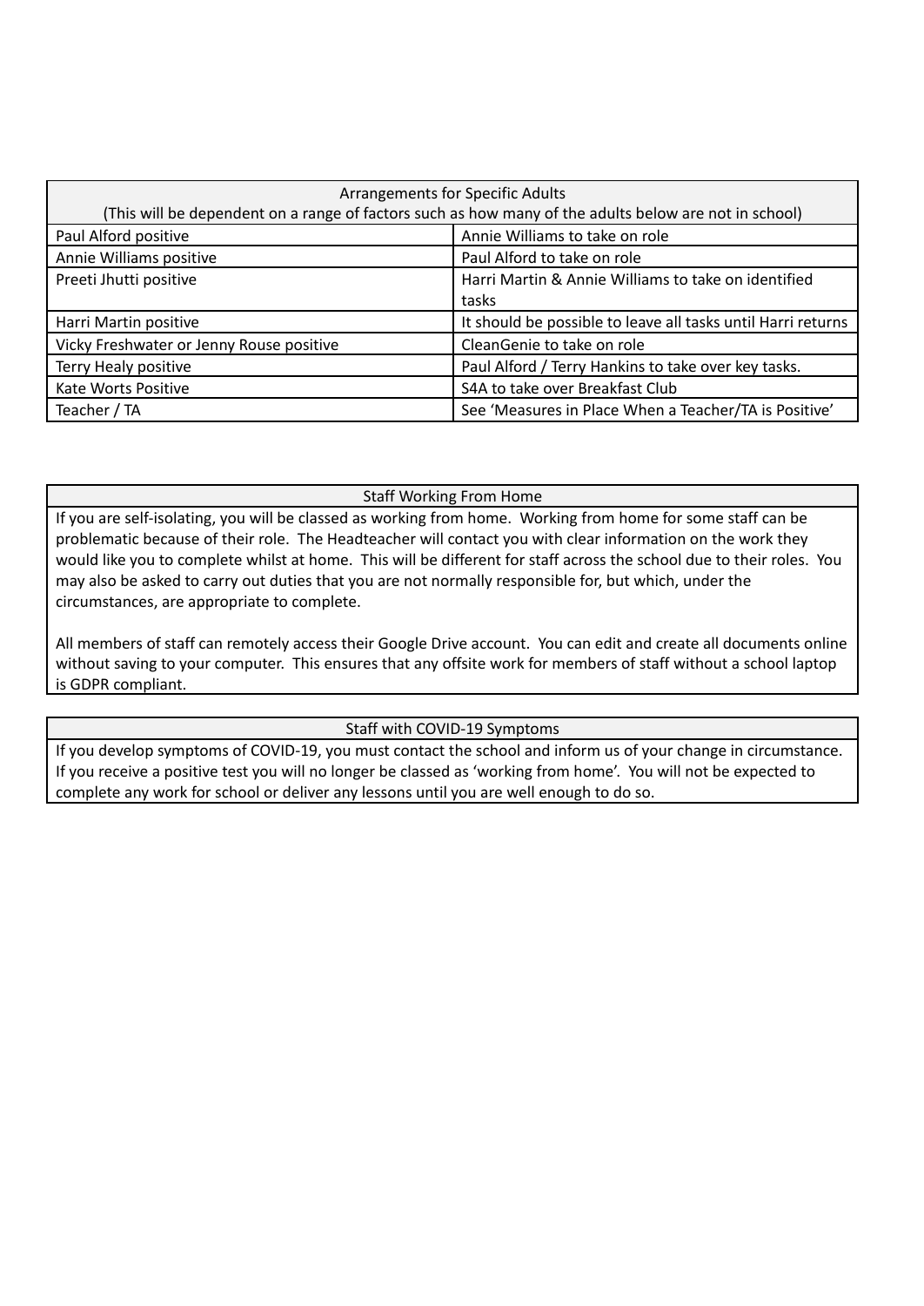| Arrangements for Specific Adults<br>(This will be dependent on a range of factors such as how many of the adults below are not in school) | |
|---|---|
| Paul Alford positive | Annie Williams to take on role |
| Annie Williams positive | Paul Alford to take on role |
| Preeti Jhutti positive | Harri Martin & Annie Williams to take on identified tasks |
| Harri Martin positive | It should be possible to leave all tasks until Harri returns |
| Vicky Freshwater or Jenny Rouse positive | CleanGenie to take on role |
| Terry Healy positive | Paul Alford / Terry Hankins to take over key tasks. |
| Kate Worts Positive | S4A to take over Breakfast Club |
| Teacher / TA | See 'Measures in Place When a Teacher/TA is Positive' |

## Staff Working From Home

If you are self-isolating, you will be classed as working from home. Working from home for some staff can be problematic because of their role. The Headteacher will contact you with clear information on the work they would like you to complete whilst at home. This will be different for staff across the school due to their roles. You may also be asked to carry out duties that you are not normally responsible for, but which, under the circumstances, are appropriate to complete.

All members of staff can remotely access their Google Drive account. You can edit and create all documents online without saving to your computer. This ensures that any offsite work for members of staff without a school laptop is GDPR compliant.

## Staff with COVID-19 Symptoms

If you develop symptoms of COVID-19, you must contact the school and inform us of your change in circumstance. If you receive a positive test you will no longer be classed as 'working from home'. You will not be expected to complete any work for school or deliver any lessons until you are well enough to do so.